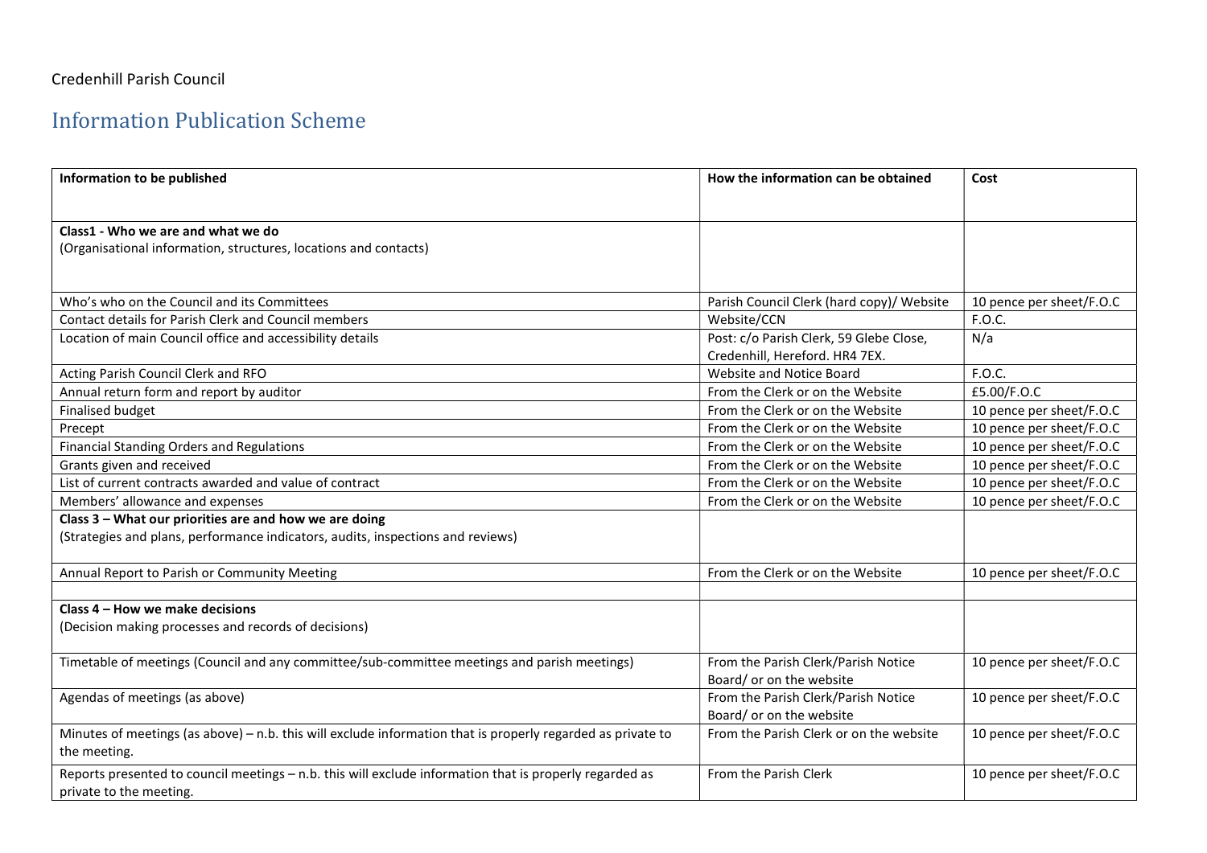Credenhill Parish Council

# Information Publication Scheme

| Information to be published | How the information can be obtained | Cost |
|---|---|---|
| **Class1 - Who we are and what we do**<br>(Organisational information, structures, locations and contacts) | | |
| Who's who on the Council and its Committees | Parish Council Clerk (hard copy)/ Website | 10 pence per sheet/F.O.C |
| Contact details for Parish Clerk and Council members | Website/CCN | F.O.C. |
| Location of main Council office and accessibility details | Post: c/o Parish Clerk, 59 Glebe Close, Credenhill, Hereford. HR4 7EX. | N/a |
| Acting Parish Council Clerk and RFO | Website and Notice Board | F.O.C. |
| Annual return form and report by auditor | From the Clerk or on the Website | £5.00/F.O.C |
| Finalised budget | From the Clerk or on the Website | 10 pence per sheet/F.O.C |
| Precept | From the Clerk or on the Website | 10 pence per sheet/F.O.C |
| Financial Standing Orders and Regulations | From the Clerk or on the Website | 10 pence per sheet/F.O.C |
| Grants given and received | From the Clerk or on the Website | 10 pence per sheet/F.O.C |
| List of current contracts awarded and value of contract | From the Clerk or on the Website | 10 pence per sheet/F.O.C |
| Members' allowance and expenses | From the Clerk or on the Website | 10 pence per sheet/F.O.C |
| **Class 3 – What our priorities are and how we are doing**<br>(Strategies and plans, performance indicators, audits, inspections and reviews) | | |
| Annual Report to Parish or Community Meeting | From the Clerk or on the Website | 10 pence per sheet/F.O.C |
| | | |
| **Class 4 – How we make decisions**<br>(Decision making processes and records of decisions) | | |
| Timetable of meetings (Council and any committee/sub-committee meetings and parish meetings) | From the Parish Clerk/Parish Notice Board/ or on the website | 10 pence per sheet/F.O.C |
| Agendas of meetings (as above) | From the Parish Clerk/Parish Notice Board/ or on the website | 10 pence per sheet/F.O.C |
| Minutes of meetings (as above) – n.b. this will exclude information that is properly regarded as private to the meeting. | From the Parish Clerk or on the website | 10 pence per sheet/F.O.C |
| Reports presented to council meetings – n.b. this will exclude information that is properly regarded as private to the meeting. | From the Parish Clerk | 10 pence per sheet/F.O.C |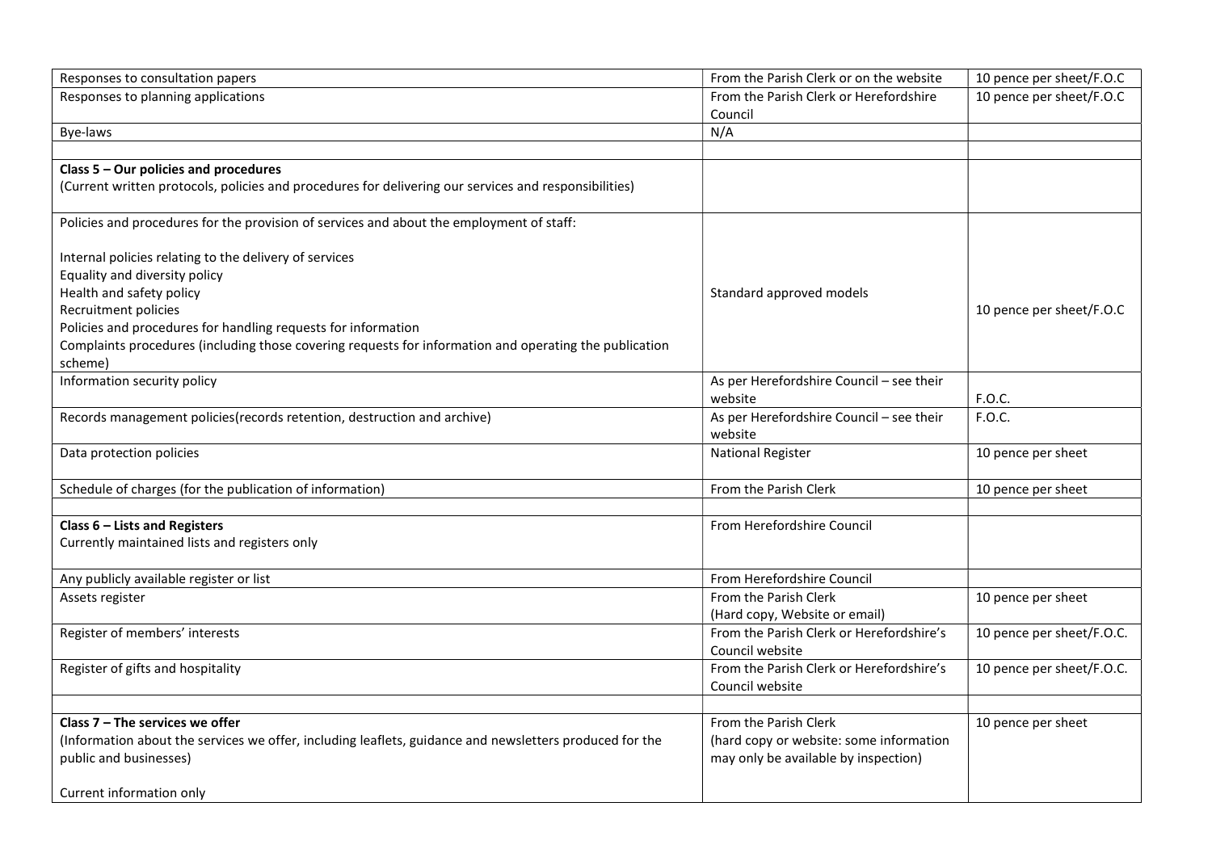| | | |
|---|---|---|
| Responses to consultation papers | From the Parish Clerk or on the website | 10 pence per sheet/F.O.C |
| Responses to planning applications | From the Parish Clerk or Herefordshire Council | 10 pence per sheet/F.O.C |
| Bye-laws | N/A | |
| | | |
| **Class 5 – Our policies and procedures**<br>(Current written protocols, policies and procedures for delivering our services and responsibilities) | | |
| Policies and procedures for the provision of services and about the employment of staff:<br><br>Internal policies relating to the delivery of services<br>Equality and diversity policy<br>Health and safety policy<br>Recruitment policies<br>Policies and procedures for handling requests for information<br>Complaints procedures (including those covering requests for information and operating the publication scheme) | Standard approved models | 10 pence per sheet/F.O.C |
| Information security policy | As per Herefordshire Council – see their website | F.O.C. |
| Records management policies(records retention, destruction and archive) | As per Herefordshire Council – see their website | F.O.C. |
| Data protection policies | National Register | 10 pence per sheet |
| Schedule of charges (for the publication of information) | From the Parish Clerk | 10 pence per sheet |
| | | |
| **Class 6 – Lists and Registers**<br>Currently maintained lists and registers only | From Herefordshire Council | |
| Any publicly available register or list | From Herefordshire Council | |
| Assets register | From the Parish Clerk<br>(Hard copy, Website or email) | 10 pence per sheet |
| Register of members' interests | From the Parish Clerk or Herefordshire's Council website | 10 pence per sheet/F.O.C. |
| Register of gifts and hospitality | From the Parish Clerk or Herefordshire's Council website | 10 pence per sheet/F.O.C. |
| | | |
| **Class 7 – The services we offer**<br>(Information about the services we offer, including leaflets, guidance and newsletters produced for the public and businesses)<br><br>Current information only | From the Parish Clerk<br>(hard copy or website: some information may only be available by inspection) | 10 pence per sheet |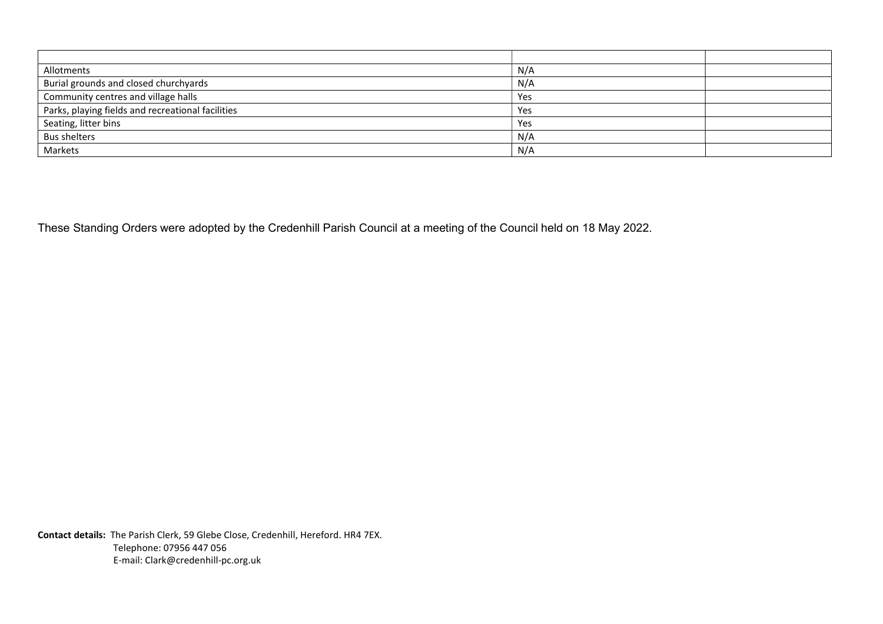| | | |
|---|---|---|
| Allotments | N/A | |
| Burial grounds and closed churchyards | N/A | |
| Community centres and village halls | Yes | |
| Parks, playing fields and recreational facilities | Yes | |
| Seating, litter bins | Yes | |
| Bus shelters | N/A | |
| Markets | N/A | |

These Standing Orders were adopted by the Credenhill Parish Council at a meeting of the Council held on 18 May 2022.

**Contact details:** The Parish Clerk, 59 Glebe Close, Credenhill, Hereford. HR4 7EX.
Telephone: 07956 447 056
E-mail: Clark@credenhill-pc.org.uk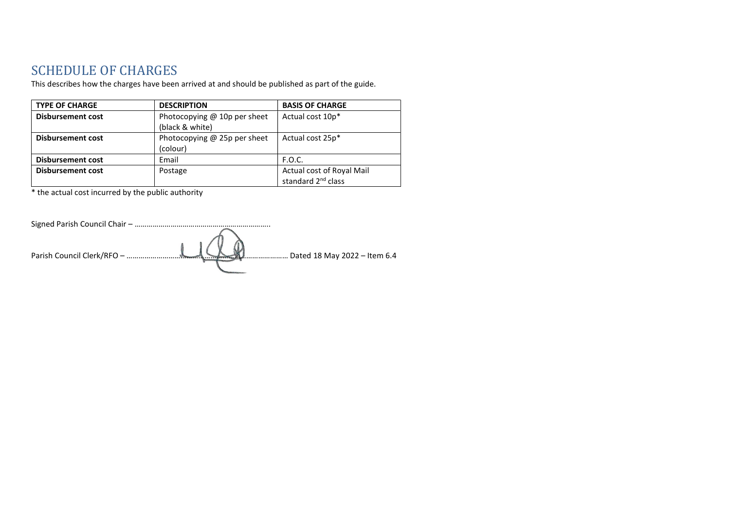## SCHEDULE OF CHARGES

This describes how the charges have been arrived at and should be published as part of the guide.

| TYPE OF CHARGE | DESCRIPTION | BASIS OF CHARGE |
|---|---|---|
| **Disbursement cost** | Photocopying @ 10p per sheet (black & white) | Actual cost 10p* |
| **Disbursement cost** | Photocopying @ 25p per sheet (colour) | Actual cost 25p* |
| **Disbursement cost** | Email | F.O.C. |
| **Disbursement cost** | Postage | Actual cost of Royal Mail standard 2nd class |

* the actual cost incurred by the public authority

Signed Parish Council Chair – …………………………………………………………

Parish Council Clerk/RFO – …………………………………………………………………… Dated 18 May 2022 – Item 6.4